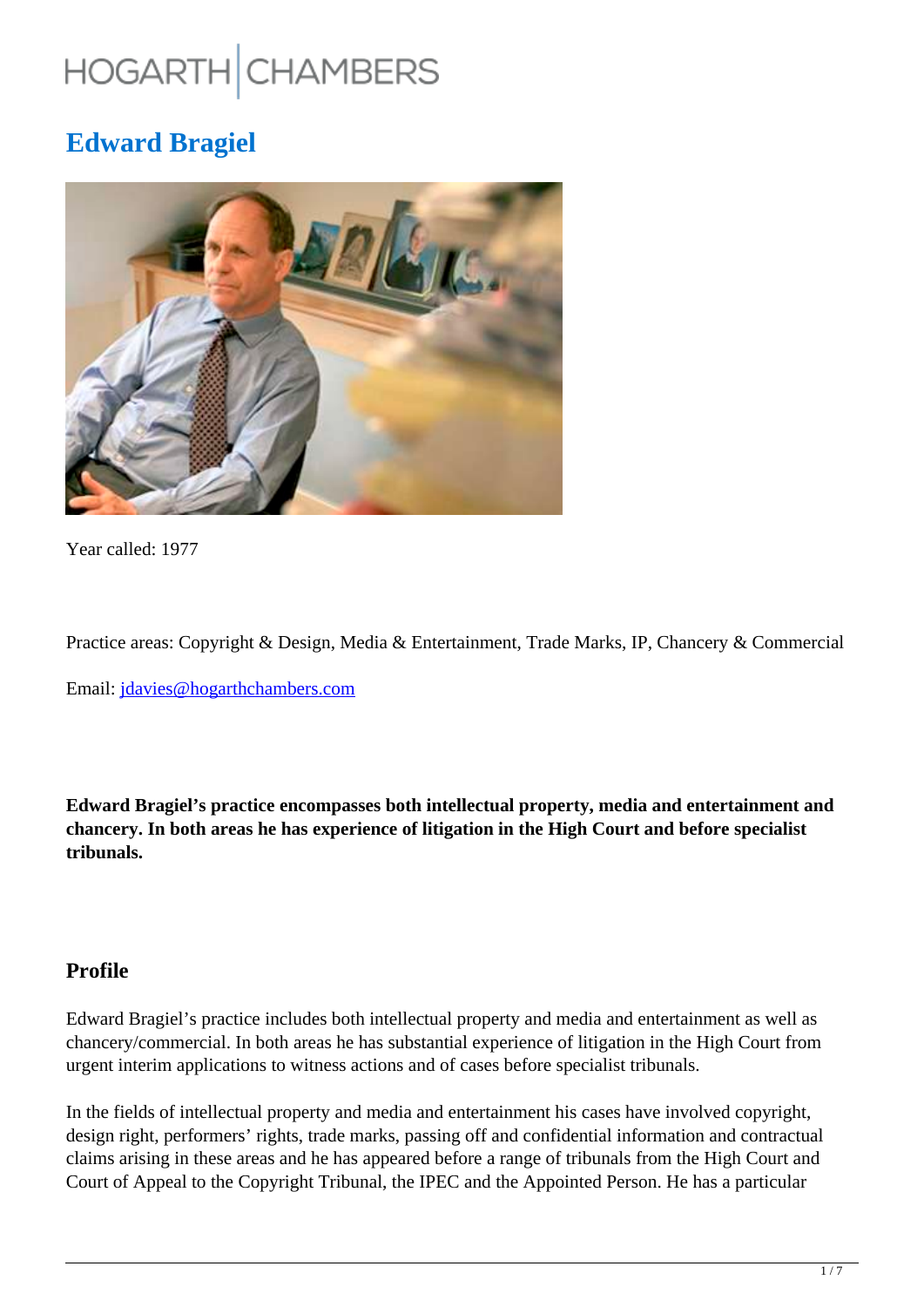HOGARTH | CHAMBERS

# Edward Bragiel

Year called: 1977

Practice areas: Copyright & Design, Media & Entertainment, Trade Marks, IP, Chancery & Commercial

Email: [jdavies@hogarthchambers.com](mailto:jdavies@hogarthchambers.com)

**Edward Bragiel's practice encompasses both intellectual property, media and entertainment and chancery. In both areas he has experience of litigation in the High Court and before specialist tribunals.**

## Profile

Edward Bragiel's practice includes both intellectual property and media and entertainment as well as chancery/commercial. In both areas he has substantial experience of litigation in the High Court from urgent interim applications to witness actions and of cases before specialist tribunals.

In the fields of intellectual property and media and entertainment his cases have involved copyright, design right, performers' rights, trade marks, passing off and confidential information and contractual claims arising in these areas and he has appeared before a range of tribunals from the High Court and Court of Appeal to the Copyright Tribunal, the IPEC and the Appointed Person. He has a particular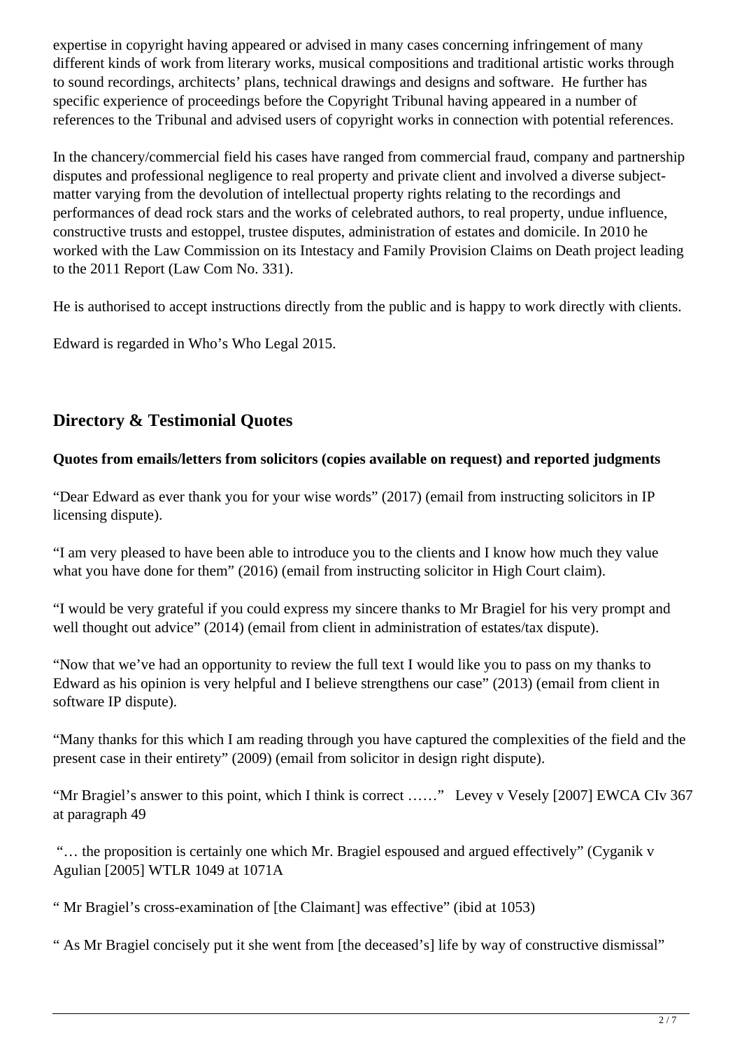expertise in copyright having appeared or advised in many cases concerning infringement of many different kinds of work from literary works, musical compositions and traditional artistic works through to sound recordings, architects' plans, technical drawings and designs and software. He further has specific experience of proceedings before the Copyright Tribunal having appeared in a number of references to the Tribunal and advised users of copyright works in connection with potential references.

In the chancery/commercial field his cases have ranged from commercial fraud, company and partnership disputes and professional negligence to real property and private client and involved a diverse subject-matter varying from the devolution of intellectual property rights relating to the recordings and performances of dead rock stars and the works of celebrated authors, to real property, undue influence, constructive trusts and estoppel, trustee disputes, administration of estates and domicile. In 2010 he worked with the Law Commission on its Intestacy and Family Provision Claims on Death project leading to the 2011 Report (Law Com No. 331).

He is authorised to accept instructions directly from the public and is happy to work directly with clients.

Edward is regarded in Who's Who Legal 2015.

## Directory & Testimonial Quotes

**Quotes from emails/letters from solicitors (copies available on request) and reported judgments**

"Dear Edward as ever thank you for your wise words" (2017) (email from instructing solicitors in IP licensing dispute).

"I am very pleased to have been able to introduce you to the clients and I know how much they value what you have done for them" (2016) (email from instructing solicitor in High Court claim).

"I would be very grateful if you could express my sincere thanks to Mr Bragiel for his very prompt and well thought out advice" (2014) (email from client in administration of estates/tax dispute).

"Now that we've had an opportunity to review the full text I would like you to pass on my thanks to Edward as his opinion is very helpful and I believe strengthens our case" (2013) (email from client in software IP dispute).

"Many thanks for this which I am reading through you have captured the complexities of the field and the present case in their entirety" (2009) (email from solicitor in design right dispute).

"Mr Bragiel's answer to this point, which I think is correct ……" Levey v Vesely [2007] EWCA CIv 367 at paragraph 49

"… the proposition is certainly one which Mr. Bragiel espoused and argued effectively" (Cyganik v Agulian [2005] WTLR 1049 at 1071A

" Mr Bragiel's cross-examination of [the Claimant] was effective" (ibid at 1053)

" As Mr Bragiel concisely put it she went from [the deceased's] life by way of constructive dismissal"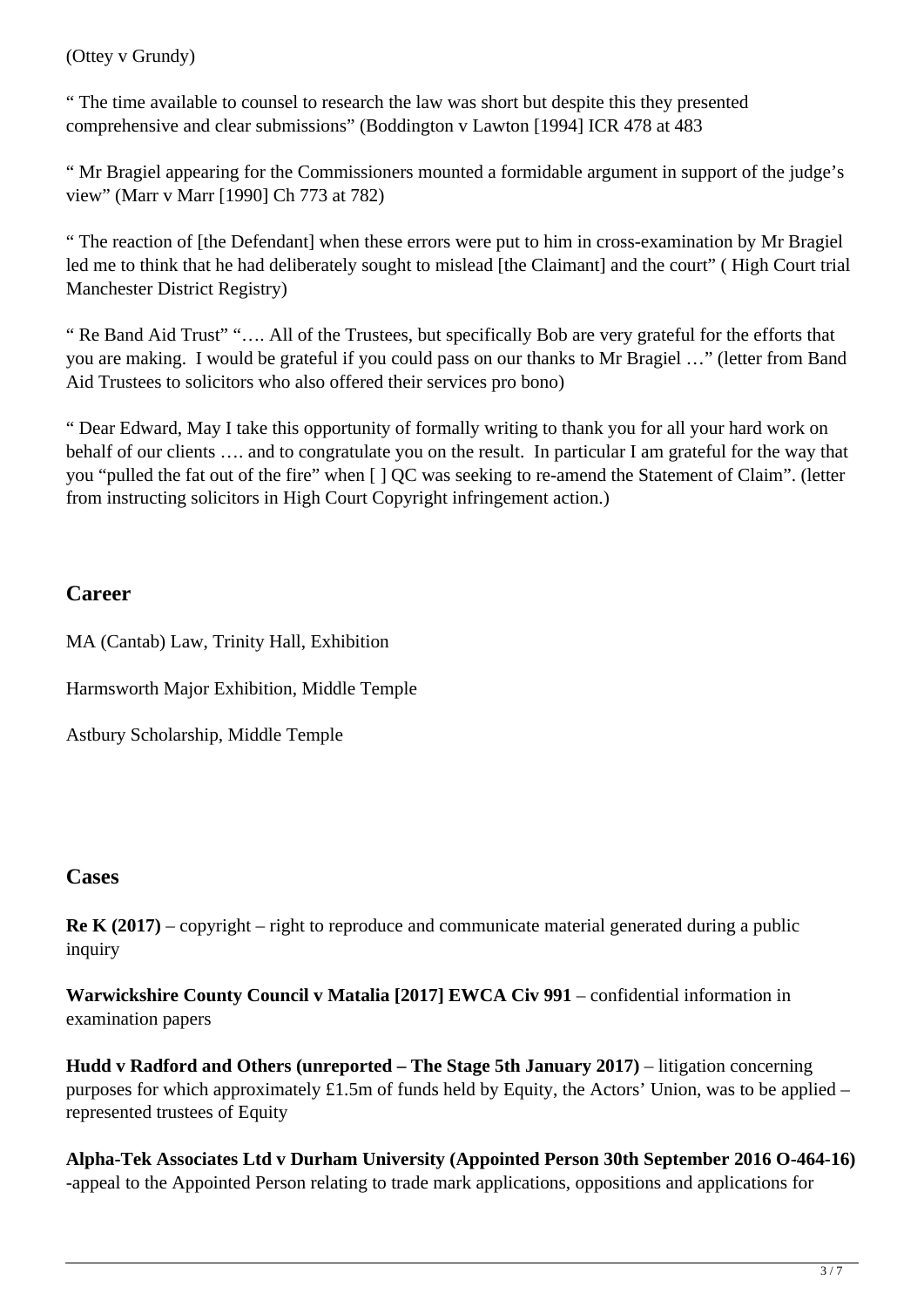(Ottey v Grundy)

" The time available to counsel to research the law was short but despite this they presented comprehensive and clear submissions" (Boddington v Lawton [1994] ICR 478 at 483

" Mr Bragiel appearing for the Commissioners mounted a formidable argument in support of the judge's view" (Marr v Marr [1990] Ch 773 at 782)

" The reaction of [the Defendant] when these errors were put to him in cross-examination by Mr Bragiel led me to think that he had deliberately sought to mislead [the Claimant] and the court" ( High Court trial Manchester District Registry)

" Re Band Aid Trust" "…. All of the Trustees, but specifically Bob are very grateful for the efforts that you are making. I would be grateful if you could pass on our thanks to Mr Bragiel …" (letter from Band Aid Trustees to solicitors who also offered their services pro bono)

" Dear Edward, May I take this opportunity of formally writing to thank you for all your hard work on behalf of our clients …. and to congratulate you on the result. In particular I am grateful for the way that you "pulled the fat out of the fire" when [ ] QC was seeking to re-amend the Statement of Claim". (letter from instructing solicitors in High Court Copyright infringement action.)

## Career

MA (Cantab) Law, Trinity Hall, Exhibition

Harmsworth Major Exhibition, Middle Temple

Astbury Scholarship, Middle Temple

## Cases

**Re K (2017)** – copyright – right to reproduce and communicate material generated during a public inquiry

**Warwickshire County Council v Matalia [2017] EWCA Civ 991** – confidential information in examination papers

**Hudd v Radford and Others (unreported – The Stage 5th January 2017)** – litigation concerning purposes for which approximately £1.5m of funds held by Equity, the Actors' Union, was to be applied – represented trustees of Equity

**Alpha-Tek Associates Ltd v Durham University (Appointed Person 30th September 2016 O-464-16)** -appeal to the Appointed Person relating to trade mark applications, oppositions and applications for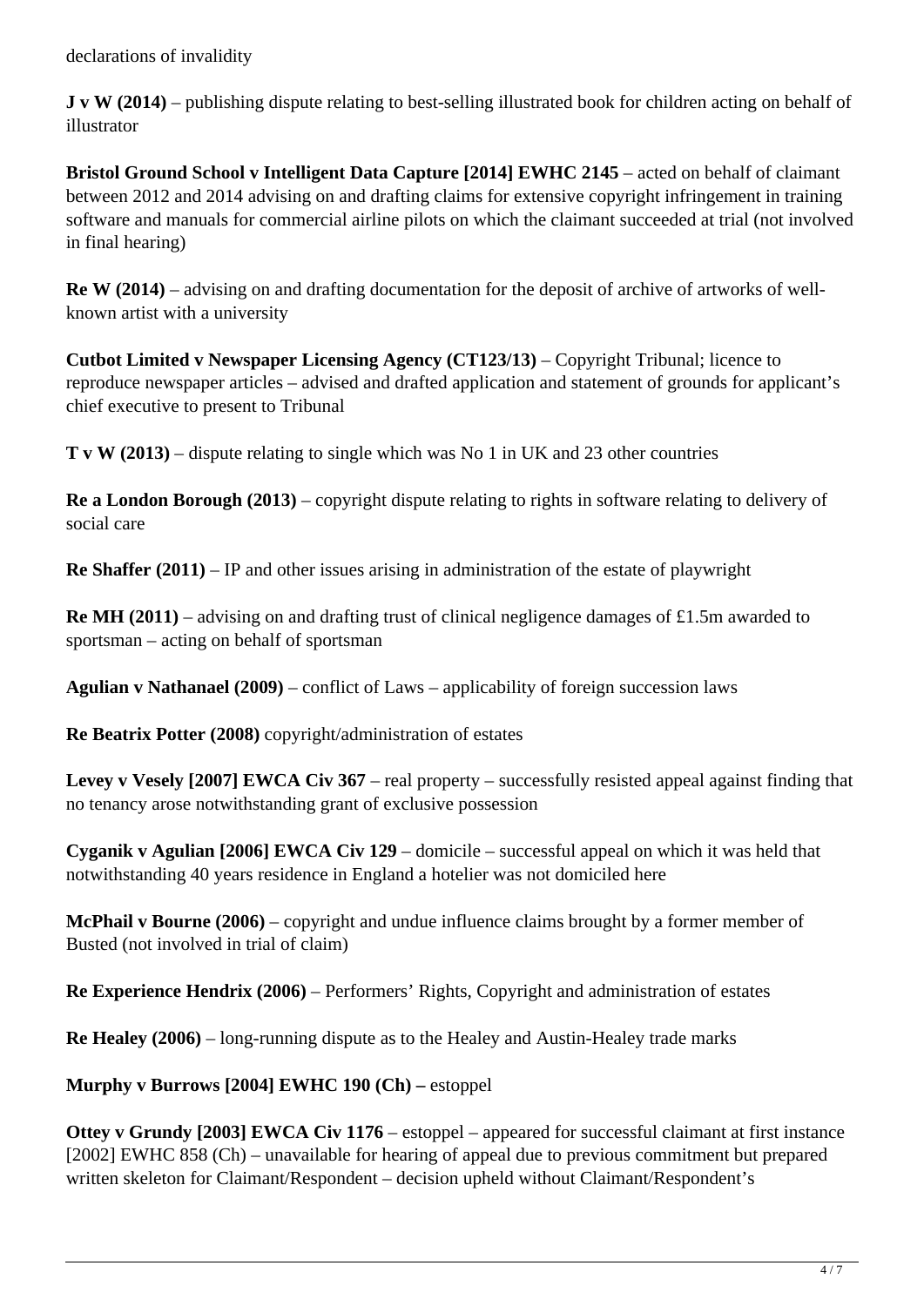declarations of invalidity

**J v W (2014)** – publishing dispute relating to best-selling illustrated book for children acting on behalf of illustrator

**Bristol Ground School v Intelligent Data Capture [2014] EWHC 2145** – acted on behalf of claimant between 2012 and 2014 advising on and drafting claims for extensive copyright infringement in training software and manuals for commercial airline pilots on which the claimant succeeded at trial (not involved in final hearing)

**Re W (2014)** – advising on and drafting documentation for the deposit of archive of artworks of well-known artist with a university

**Cutbot Limited v Newspaper Licensing Agency (CT123/13)** – Copyright Tribunal; licence to reproduce newspaper articles – advised and drafted application and statement of grounds for applicant's chief executive to present to Tribunal

**T v W (2013)** – dispute relating to single which was No 1 in UK and 23 other countries

**Re a London Borough (2013)** – copyright dispute relating to rights in software relating to delivery of social care

**Re Shaffer (2011)** – IP and other issues arising in administration of the estate of playwright

**Re MH (2011)** – advising on and drafting trust of clinical negligence damages of £1.5m awarded to sportsman – acting on behalf of sportsman

**Agulian v Nathanael (2009)** – conflict of Laws – applicability of foreign succession laws

**Re Beatrix Potter (2008)** copyright/administration of estates

**Levey v Vesely [2007] EWCA Civ 367** – real property – successfully resisted appeal against finding that no tenancy arose notwithstanding grant of exclusive possession

**Cyganik v Agulian [2006] EWCA Civ 129** – domicile – successful appeal on which it was held that notwithstanding 40 years residence in England a hotelier was not domiciled here

**McPhail v Bourne (2006)** – copyright and undue influence claims brought by a former member of Busted (not involved in trial of claim)

**Re Experience Hendrix (2006)** – Performers' Rights, Copyright and administration of estates

**Re Healey (2006)** – long-running dispute as to the Healey and Austin-Healey trade marks

**Murphy v Burrows [2004] EWHC 190 (Ch) –** estoppel

**Ottey v Grundy [2003] EWCA Civ 1176** – estoppel – appeared for successful claimant at first instance [2002] EWHC 858 (Ch) – unavailable for hearing of appeal due to previous commitment but prepared written skeleton for Claimant/Respondent – decision upheld without Claimant/Respondent's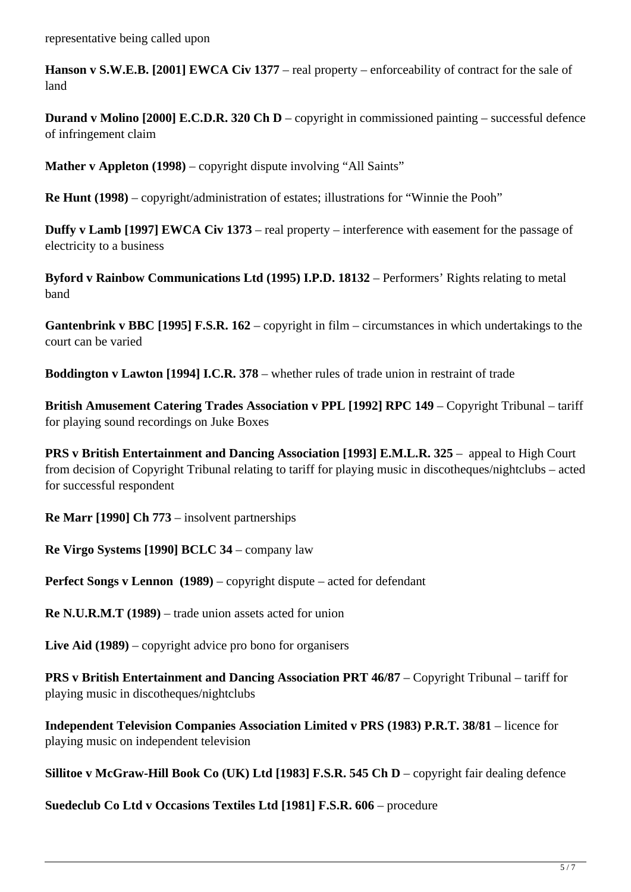representative being called upon

**Hanson v S.W.E.B. [2001] EWCA Civ 1377** – real property – enforceability of contract for the sale of land

**Durand v Molino [2000] E.C.D.R. 320 Ch D** – copyright in commissioned painting – successful defence of infringement claim

**Mather v Appleton (1998)** – copyright dispute involving "All Saints"

**Re Hunt (1998)** – copyright/administration of estates; illustrations for "Winnie the Pooh"

**Duffy v Lamb [1997] EWCA Civ 1373** – real property – interference with easement for the passage of electricity to a business

**Byford v Rainbow Communications Ltd (1995) I.P.D. 18132** – Performers' Rights relating to metal band

**Gantenbrink v BBC [1995] F.S.R. 162** – copyright in film – circumstances in which undertakings to the court can be varied

**Boddington v Lawton [1994] I.C.R. 378** – whether rules of trade union in restraint of trade

**British Amusement Catering Trades Association v PPL [1992] RPC 149** – Copyright Tribunal – tariff for playing sound recordings on Juke Boxes

**PRS v British Entertainment and Dancing Association [1993] E.M.L.R. 325** – appeal to High Court from decision of Copyright Tribunal relating to tariff for playing music in discotheques/nightclubs – acted for successful respondent

**Re Marr [1990] Ch 773** – insolvent partnerships

**Re Virgo Systems [1990] BCLC 34** – company law

**Perfect Songs v Lennon (1989)** – copyright dispute – acted for defendant

**Re N.U.R.M.T (1989)** – trade union assets acted for union

**Live Aid (1989)** – copyright advice pro bono for organisers

**PRS v British Entertainment and Dancing Association PRT 46/87** – Copyright Tribunal – tariff for playing music in discotheques/nightclubs

**Independent Television Companies Association Limited v PRS (1983) P.R.T. 38/81** – licence for playing music on independent television

**Sillitoe v McGraw-Hill Book Co (UK) Ltd [1983] F.S.R. 545 Ch D** – copyright fair dealing defence

**Suedeclub Co Ltd v Occasions Textiles Ltd [1981] F.S.R. 606** – procedure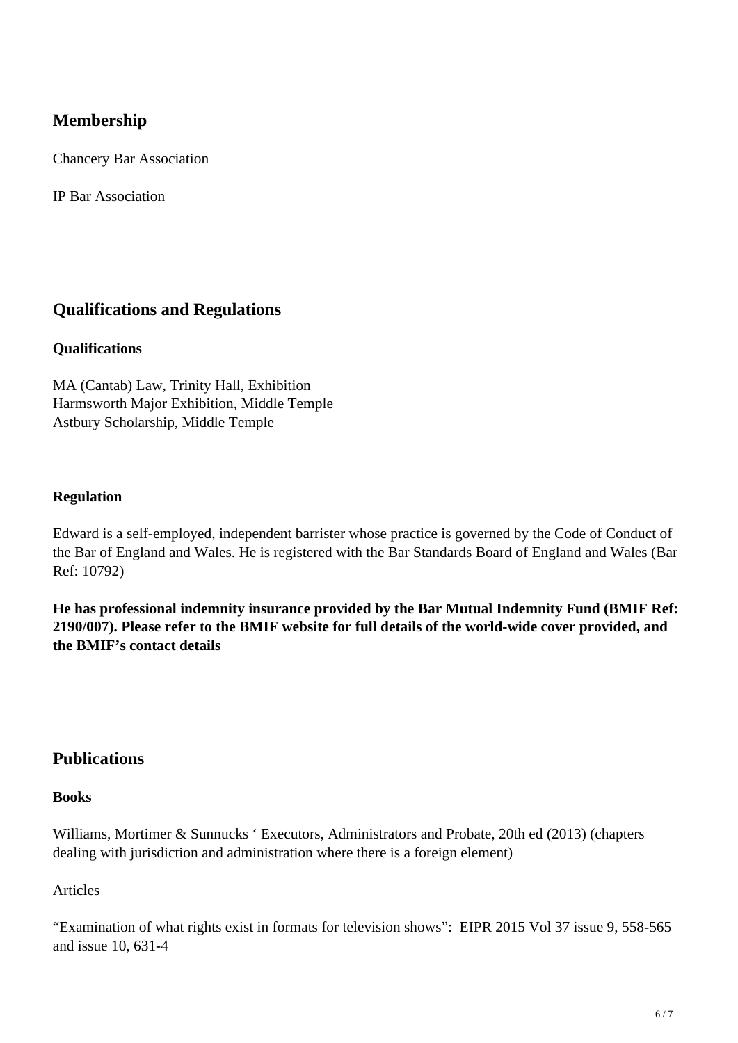## Membership

Chancery Bar Association

IP Bar Association

## Qualifications and Regulations

**Qualifications**

MA (Cantab) Law, Trinity Hall, Exhibition
Harmsworth Major Exhibition, Middle Temple
Astbury Scholarship, Middle Temple

**Regulation**

Edward is a self-employed, independent barrister whose practice is governed by the Code of Conduct of the Bar of England and Wales. He is registered with the Bar Standards Board of England and Wales (Bar Ref: 10792)

**He has professional indemnity insurance provided by the Bar Mutual Indemnity Fund (BMIF Ref: 2190/007). Please refer to the BMIF website for full details of the world-wide cover provided, and the BMIF's contact details**

## Publications

**Books**

Williams, Mortimer & Sunnucks ' Executors, Administrators and Probate, 20th ed (2013) (chapters dealing with jurisdiction and administration where there is a foreign element)

Articles

"Examination of what rights exist in formats for television shows": EIPR 2015 Vol 37 issue 9, 558-565 and issue 10, 631-4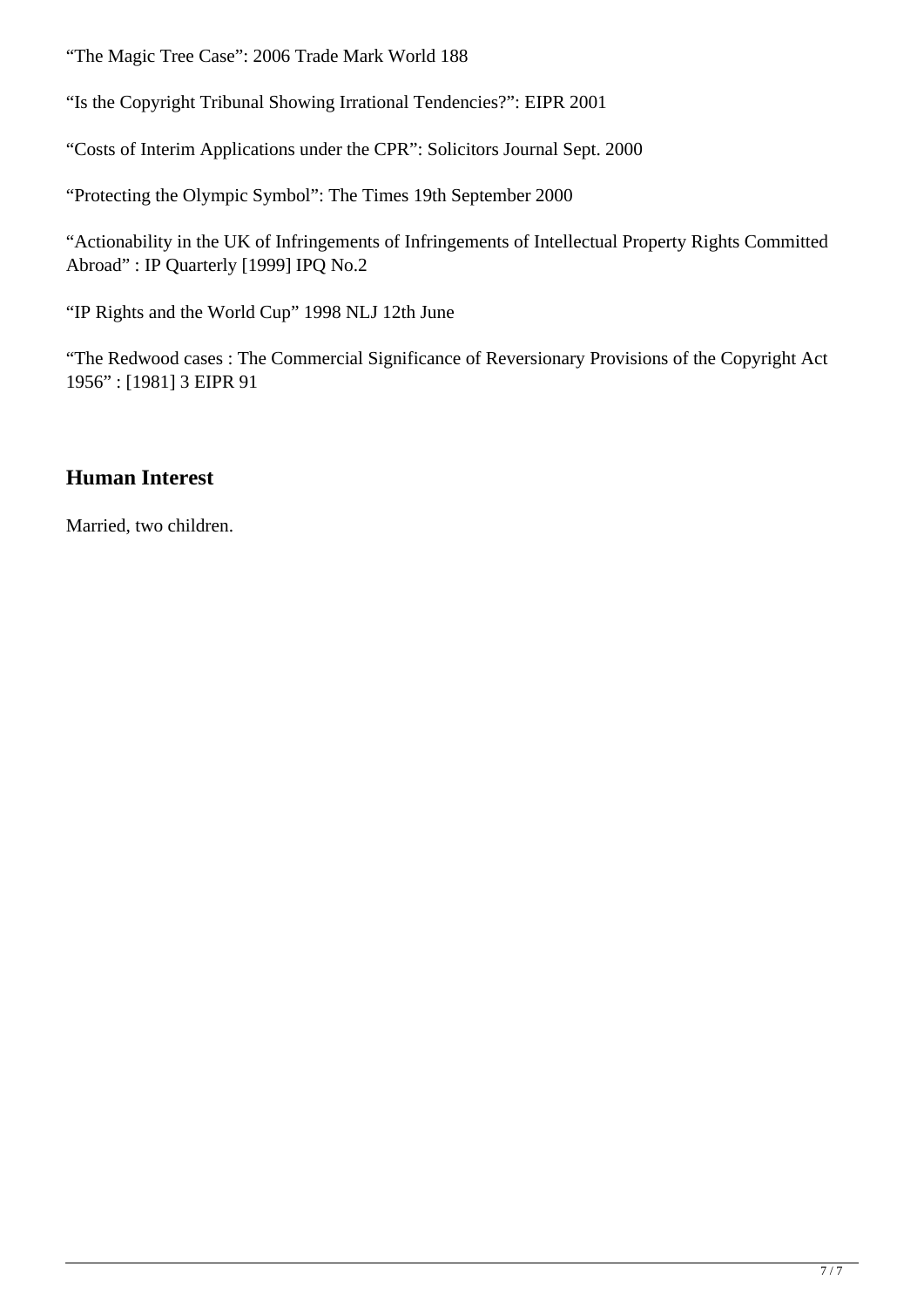"The Magic Tree Case": 2006 Trade Mark World 188

"Is the Copyright Tribunal Showing Irrational Tendencies?": EIPR 2001

"Costs of Interim Applications under the CPR": Solicitors Journal Sept. 2000

"Protecting the Olympic Symbol": The Times 19th September 2000

"Actionability in the UK of Infringements of Infringements of Intellectual Property Rights Committed Abroad" : IP Quarterly [1999] IPQ No.2

"IP Rights and the World Cup" 1998 NLJ 12th June

"The Redwood cases : The Commercial Significance of Reversionary Provisions of the Copyright Act 1956" : [1981] 3 EIPR 91

## Human Interest

Married, two children.